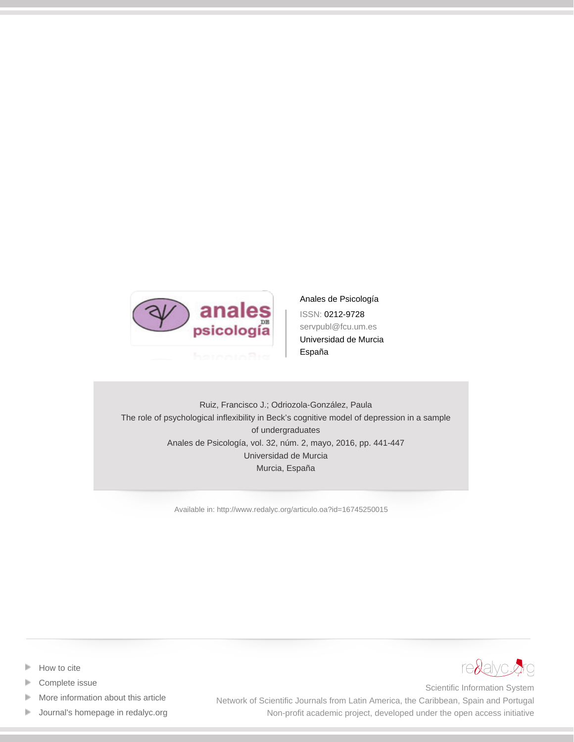Anales de Psicología

ISSN: 0212-9728

servpubl@fcu.um.es

Universidad de Murcia

España

Ruiz, Francisco J.; Odriozola-González, Paula

The role of psychological inflexibility in Beck's cognitive model of depression in a sample of undergraduates

Anales de Psicología, vol. 32, núm. 2, mayo, 2016, pp. 441-447

Universidad de Murcia

Murcia, España

Available in: http://www.redalyc.org/articulo.oa?id=16745250015

- How to cite
- Complete issue
- More information about this article
- Journal's homepage in redalyc.org

redalyc.org

Scientific Information System

Network of Scientific Journals from Latin America, the Caribbean, Spain and Portugal

Non-profit academic project, developed under the open access initiative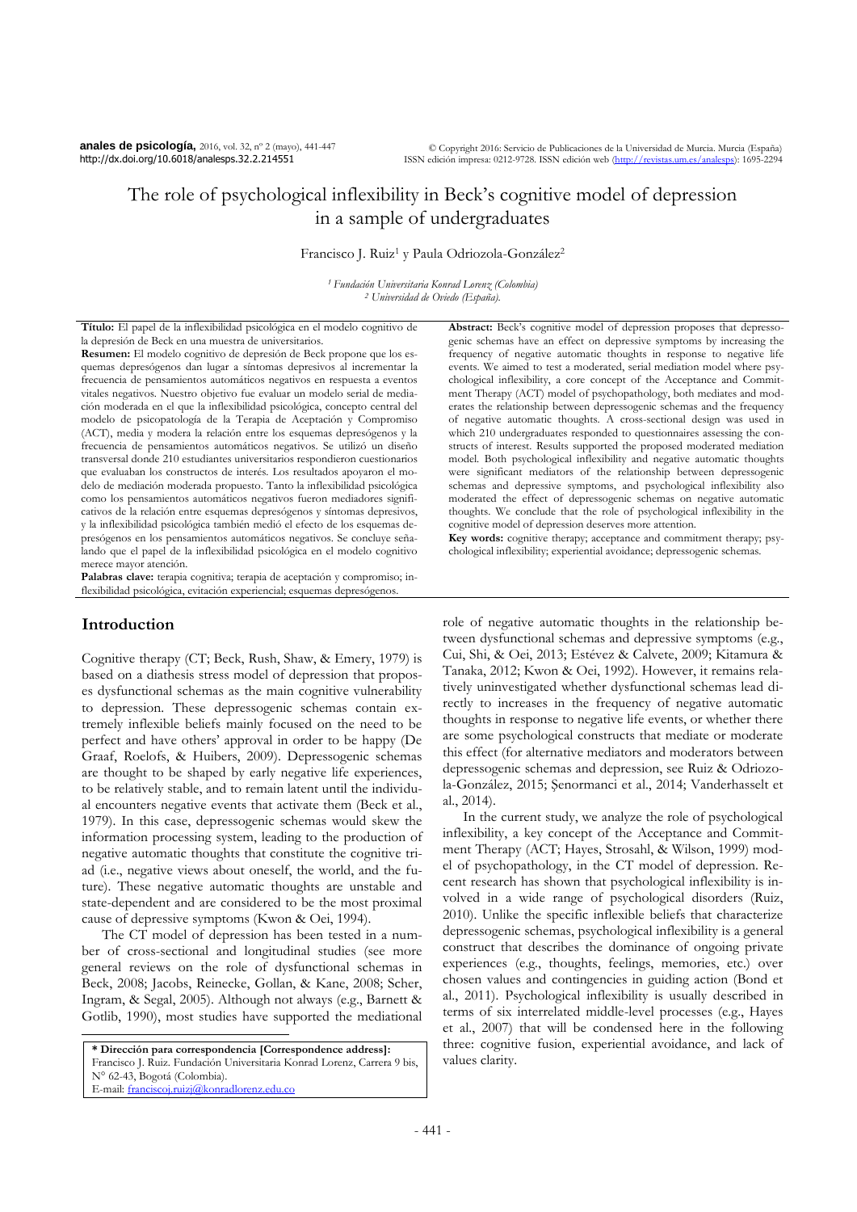# The role of psychological inflexibility in Beck's cognitive model of depression in a sample of undergraduates

Francisco J. Ruiz[1] y Paula Odriozola-González[2]

*[1] Fundación Universitaria Konrad Lorenz (Colombia)*
*[2] Universidad de Oviedo (España).*

**Título:** El papel de la inflexibilidad psicológica en el modelo cognitivo de la depresión de Beck en una muestra de universitarios.

**Resumen:** El modelo cognitivo de depresión de Beck propone que los esquemas depresógenos dan lugar a síntomas depresivos al incrementar la frecuencia de pensamientos automáticos negativos en respuesta a eventos vitales negativos. Nuestro objetivo fue evaluar un modelo serial de mediación moderada en el que la inflexibilidad psicológica, concepto central del modelo de psicopatología de la Terapia de Aceptación y Compromiso (ACT), media y modera la relación entre los esquemas depresógenos y la frecuencia de pensamientos automáticos negativos. Se utilizó un diseño transversal donde 210 estudiantes universitarios respondieron cuestionarios que evaluaban los constructos de interés. Los resultados apoyaron el modelo de mediación moderada propuesto. Tanto la inflexibilidad psicológica como los pensamientos automáticos negativos fueron mediadores significativos de la relación entre esquemas depresógenos y síntomas depresivos, y la inflexibilidad psicológica también medió el efecto de los esquemas depresógenos en los pensamientos automáticos negativos. Se concluye señalando que el papel de la inflexibilidad psicológica en el modelo cognitivo merece mayor atención.

**Palabras clave:** terapia cognitiva; terapia de aceptación y compromiso; inflexibilidad psicológica, evitación experiencial; esquemas depresógenos.

**Abstract:** Beck's cognitive model of depression proposes that depressogenic schemas have an effect on depressive symptoms by increasing the frequency of negative automatic thoughts in response to negative life events. We aimed to test a moderated, serial mediation model where psychological inflexibility, a core concept of the Acceptance and Commitment Therapy (ACT) model of psychopathology, both mediates and moderates the relationship between depressogenic schemas and the frequency of negative automatic thoughts. A cross-sectional design was used in which 210 undergraduates responded to questionnaires assessing the constructs of interest. Results supported the proposed moderated mediation model. Both psychological inflexibility and negative automatic thoughts were significant mediators of the relationship between depressogenic schemas and depressive symptoms, and psychological inflexibility also moderated the effect of depressogenic schemas on negative automatic thoughts. We conclude that the role of psychological inflexibility in the cognitive model of depression deserves more attention.

**Key words:** cognitive therapy; acceptance and commitment therapy; psychological inflexibility; experiential avoidance; depressogenic schemas.

## Introduction

Cognitive therapy (CT; Beck, Rush, Shaw, & Emery, 1979) is based on a diathesis stress model of depression that proposes dysfunctional schemas as the main cognitive vulnerability to depression. These depressogenic schemas contain extremely inflexible beliefs mainly focused on the need to be perfect and have others' approval in order to be happy (De Graaf, Roelofs, & Huibers, 2009). Depressogenic schemas are thought to be shaped by early negative life experiences, to be relatively stable, and to remain latent until the individual encounters negative events that activate them (Beck et al., 1979). In this case, depressogenic schemas would skew the information processing system, leading to the production of negative automatic thoughts that constitute the cognitive triad (i.e., negative views about oneself, the world, and the future). These negative automatic thoughts are unstable and state-dependent and are considered to be the most proximal cause of depressive symptoms (Kwon & Oei, 1994).

The CT model of depression has been tested in a number of cross-sectional and longitudinal studies (see more general reviews on the role of dysfunctional schemas in Beck, 2008; Jacobs, Reinecke, Gollan, & Kane, 2008; Scher, Ingram, & Segal, 2005). Although not always (e.g., Barnett & Gotlib, 1990), most studies have supported the mediational role of negative automatic thoughts in the relationship between dysfunctional schemas and depressive symptoms (e.g., Cui, Shi, & Oei, 2013; Estévez & Calvete, 2009; Kitamura & Tanaka, 2012; Kwon & Oei, 1992). However, it remains relatively uninvestigated whether dysfunctional schemas lead directly to increases in the frequency of negative automatic thoughts in response to negative life events, or whether there are some psychological constructs that mediate or moderate this effect (for alternative mediators and moderators between depressogenic schemas and depression, see Ruiz & Odriozola-González, 2015; Şenormanci et al., 2014; Vanderhasselt et al., 2014).

In the current study, we analyze the role of psychological inflexibility, a key concept of the Acceptance and Commitment Therapy (ACT; Hayes, Strosahl, & Wilson, 1999) model of psychopathology, in the CT model of depression. Recent research has shown that psychological inflexibility is involved in a wide range of psychological disorders (Ruiz, 2010). Unlike the specific inflexible beliefs that characterize depressogenic schemas, psychological inflexibility is a general construct that describes the dominance of ongoing private experiences (e.g., thoughts, feelings, memories, etc.) over chosen values and contingencies in guiding action (Bond et al., 2011). Psychological inflexibility is usually described in terms of six interrelated middle-level processes (e.g., Hayes et al., 2007) that will be condensed here in the following three: cognitive fusion, experiential avoidance, and lack of values clarity.

---

**\* Dirección para correspondencia [Correspondence address]:**
Francisco J. Ruiz. Fundación Universitaria Konrad Lorenz, Carrera 9 bis, N° 62-43, Bogotá (Colombia).
E-mail: franciscoj.ruizj@konradlorenz.edu.co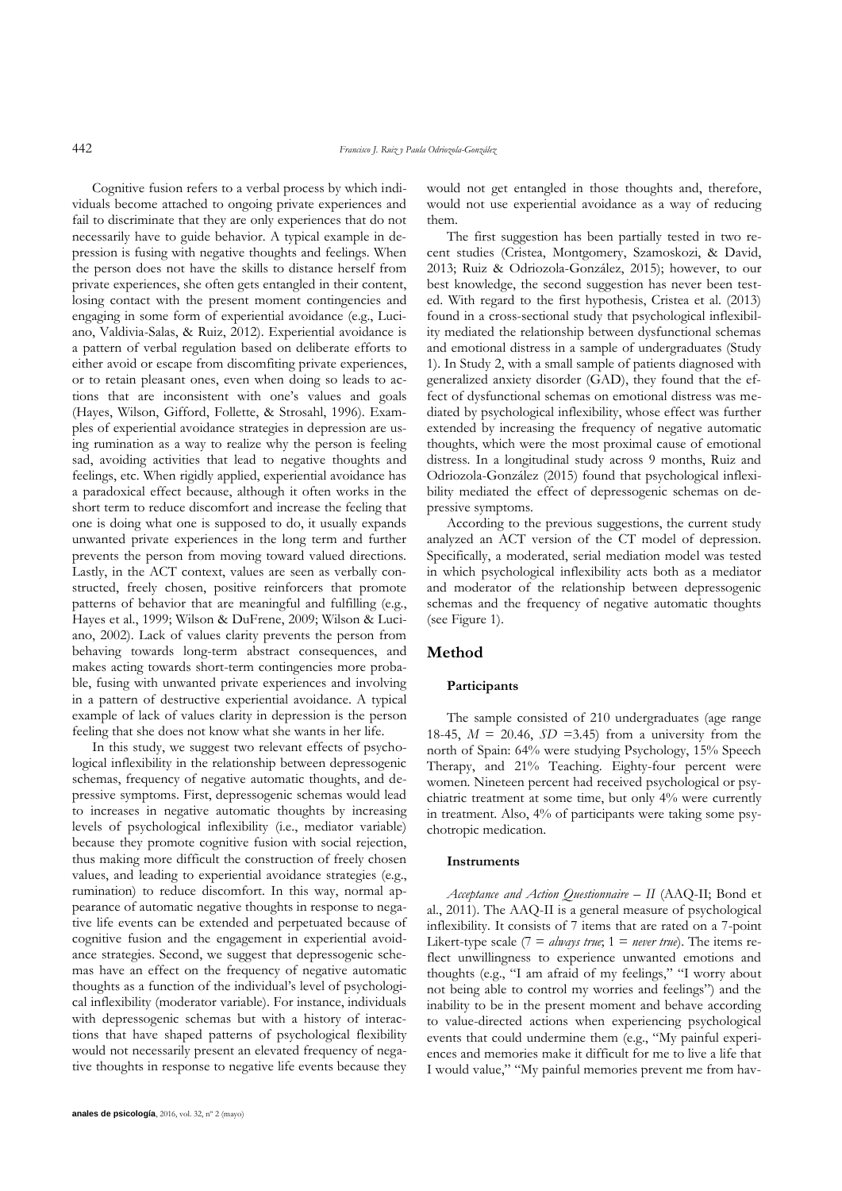Cognitive fusion refers to a verbal process by which individuals become attached to ongoing private experiences and fail to discriminate that they are only experiences that do not necessarily have to guide behavior. A typical example in depression is fusing with negative thoughts and feelings. When the person does not have the skills to distance herself from private experiences, she often gets entangled in their content, losing contact with the present moment contingencies and engaging in some form of experiential avoidance (e.g., Luciano, Valdivia-Salas, & Ruiz, 2012). Experiential avoidance is a pattern of verbal regulation based on deliberate efforts to either avoid or escape from discomfiting private experiences, or to retain pleasant ones, even when doing so leads to actions that are inconsistent with one's values and goals (Hayes, Wilson, Gifford, Follette, & Strosahl, 1996). Examples of experiential avoidance strategies in depression are using rumination as a way to realize why the person is feeling sad, avoiding activities that lead to negative thoughts and feelings, etc. When rigidly applied, experiential avoidance has a paradoxical effect because, although it often works in the short term to reduce discomfort and increase the feeling that one is doing what one is supposed to do, it usually expands unwanted private experiences in the long term and further prevents the person from moving toward valued directions. Lastly, in the ACT context, values are seen as verbally constructed, freely chosen, positive reinforcers that promote patterns of behavior that are meaningful and fulfilling (e.g., Hayes et al., 1999; Wilson & DuFrene, 2009; Wilson & Luciano, 2002). Lack of values clarity prevents the person from behaving towards long-term abstract consequences, and makes acting towards short-term contingencies more probable, fusing with unwanted private experiences and involving in a pattern of destructive experiential avoidance. A typical example of lack of values clarity in depression is the person feeling that she does not know what she wants in her life.

In this study, we suggest two relevant effects of psychological inflexibility in the relationship between depressogenic schemas, frequency of negative automatic thoughts, and depressive symptoms. First, depressogenic schemas would lead to increases in negative automatic thoughts by increasing levels of psychological inflexibility (i.e., mediator variable) because they promote cognitive fusion with social rejection, thus making more difficult the construction of freely chosen values, and leading to experiential avoidance strategies (e.g., rumination) to reduce discomfort. In this way, normal appearance of automatic negative thoughts in response to negative life events can be extended and perpetuated because of cognitive fusion and the engagement in experiential avoidance strategies. Second, we suggest that depressogenic schemas have an effect on the frequency of negative automatic thoughts as a function of the individual's level of psychological inflexibility (moderator variable). For instance, individuals with depressogenic schemas but with a history of interactions that have shaped patterns of psychological flexibility would not necessarily present an elevated frequency of negative thoughts in response to negative life events because they would not get entangled in those thoughts and, therefore, would not use experiential avoidance as a way of reducing them.

The first suggestion has been partially tested in two recent studies (Cristea, Montgomery, Szamoskozi, & David, 2013; Ruiz & Odriozola-González, 2015); however, to our best knowledge, the second suggestion has never been tested. With regard to the first hypothesis, Cristea et al. (2013) found in a cross-sectional study that psychological inflexibility mediated the relationship between dysfunctional schemas and emotional distress in a sample of undergraduates (Study 1). In Study 2, with a small sample of patients diagnosed with generalized anxiety disorder (GAD), they found that the effect of dysfunctional schemas on emotional distress was mediated by psychological inflexibility, whose effect was further extended by increasing the frequency of negative automatic thoughts, which were the most proximal cause of emotional distress. In a longitudinal study across 9 months, Ruiz and Odriozola-González (2015) found that psychological inflexibility mediated the effect of depressogenic schemas on depressive symptoms.

According to the previous suggestions, the current study analyzed an ACT version of the CT model of depression. Specifically, a moderated, serial mediation model was tested in which psychological inflexibility acts both as a mediator and moderator of the relationship between depressogenic schemas and the frequency of negative automatic thoughts (see Figure 1).

## Method

### Participants

The sample consisted of 210 undergraduates (age range 18-45, $M$ = 20.46, $SD$ =3.45) from a university from the north of Spain: 64% were studying Psychology, 15% Speech Therapy, and 21% Teaching. Eighty-four percent were women. Nineteen percent had received psychological or psychiatric treatment at some time, but only 4% were currently in treatment. Also, 4% of participants were taking some psychotropic medication.

### Instruments

*Acceptance and Action Questionnaire – II* (AAQ-II; Bond et al., 2011). The AAQ-II is a general measure of psychological inflexibility. It consists of 7 items that are rated on a 7-point Likert-type scale (7 = *always true*; 1 = *never true*). The items reflect unwillingness to experience unwanted emotions and thoughts (e.g., "I am afraid of my feelings," "I worry about not being able to control my worries and feelings") and the inability to be in the present moment and behave according to value-directed actions when experiencing psychological events that could undermine them (e.g., "My painful experiences and memories make it difficult for me to live a life that I would value," "My painful memories prevent me from hav-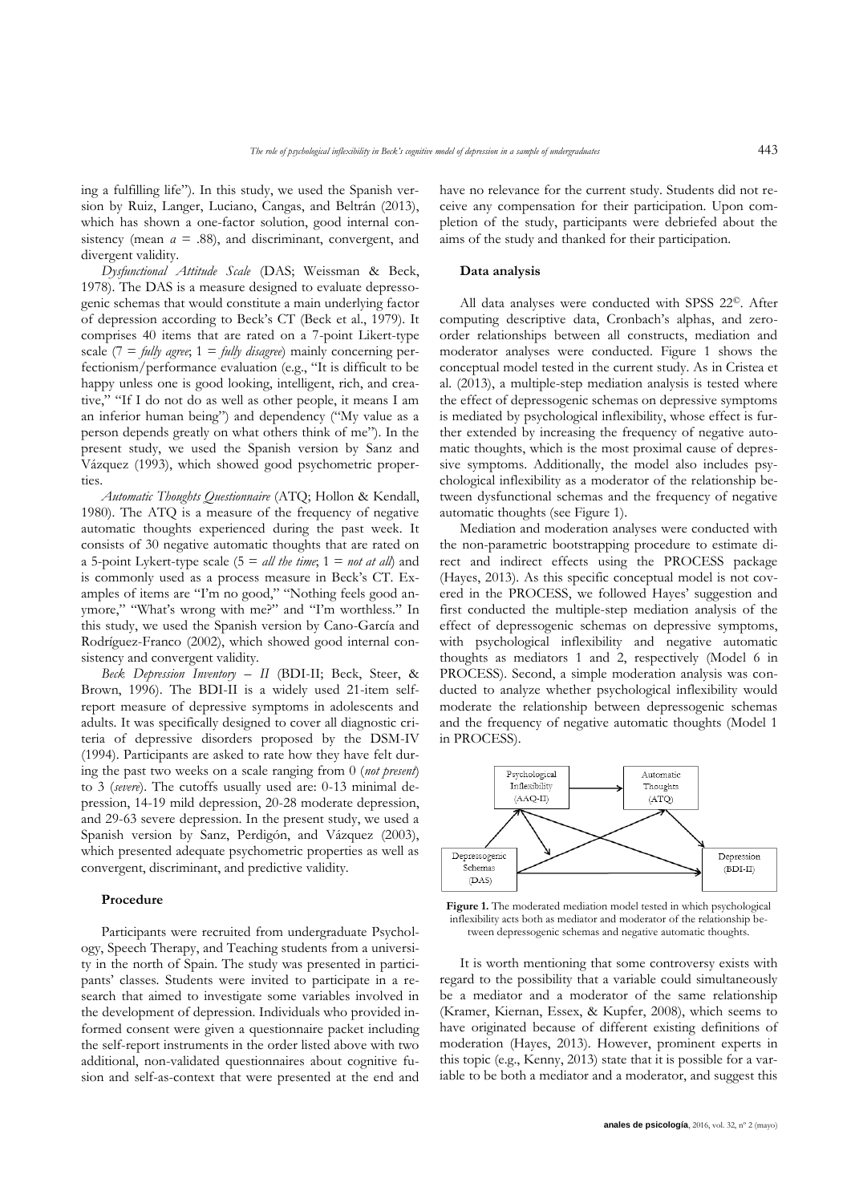ing a fulfilling life"). In this study, we used the Spanish version by Ruiz, Langer, Luciano, Cangas, and Beltrán (2013), which has shown a one-factor solution, good internal consistency (mean $a$ = .88), and discriminant, convergent, and divergent validity.

*Dysfunctional Attitude Scale* (DAS; Weissman & Beck, 1978). The DAS is a measure designed to evaluate depressogenic schemas that would constitute a main underlying factor of depression according to Beck's CT (Beck et al., 1979). It comprises 40 items that are rated on a 7-point Likert-type scale (7 = *fully agree*; 1 = *fully disagree*) mainly concerning perfectionism/performance evaluation (e.g., "It is difficult to be happy unless one is good looking, intelligent, rich, and creative," "If I do not do as well as other people, it means I am an inferior human being") and dependency ("My value as a person depends greatly on what others think of me"). In the present study, we used the Spanish version by Sanz and Vázquez (1993), which showed good psychometric properties.

*Automatic Thoughts Questionnaire* (ATQ; Hollon & Kendall, 1980). The ATQ is a measure of the frequency of negative automatic thoughts experienced during the past week. It consists of 30 negative automatic thoughts that are rated on a 5-point Lykert-type scale (5 = *all the time*; 1 = *not at all*) and is commonly used as a process measure in Beck's CT. Examples of items are "I'm no good," "Nothing feels good anymore," "What's wrong with me?" and "I'm worthless." In this study, we used the Spanish version by Cano-García and Rodríguez-Franco (2002), which showed good internal consistency and convergent validity.

*Beck Depression Inventory – II* (BDI-II; Beck, Steer, & Brown, 1996). The BDI-II is a widely used 21-item self-report measure of depressive symptoms in adolescents and adults. It was specifically designed to cover all diagnostic criteria of depressive disorders proposed by the DSM-IV (1994). Participants are asked to rate how they have felt during the past two weeks on a scale ranging from 0 (*not present*) to 3 (*severe*). The cutoffs usually used are: 0-13 minimal depression, 14-19 mild depression, 20-28 moderate depression, and 29-63 severe depression. In the present study, we used a Spanish version by Sanz, Perdigón, and Vázquez (2003), which presented adequate psychometric properties as well as convergent, discriminant, and predictive validity.

### Procedure

Participants were recruited from undergraduate Psychology, Speech Therapy, and Teaching students from a university in the north of Spain. The study was presented in participants' classes. Students were invited to participate in a research that aimed to investigate some variables involved in the development of depression. Individuals who provided informed consent were given a questionnaire packet including the self-report instruments in the order listed above with two additional, non-validated questionnaires about cognitive fusion and self-as-context that were presented at the end and have no relevance for the current study. Students did not receive any compensation for their participation. Upon completion of the study, participants were debriefed about the aims of the study and thanked for their participation.

### Data analysis

All data analyses were conducted with SPSS 22©. After computing descriptive data, Cronbach's alphas, and zero-order relationships between all constructs, mediation and moderator analyses were conducted. Figure 1 shows the conceptual model tested in the current study. As in Cristea et al. (2013), a multiple-step mediation analysis is tested where the effect of depressogenic schemas on depressive symptoms is mediated by psychological inflexibility, whose effect is further extended by increasing the frequency of negative automatic thoughts, which is the most proximal cause of depressive symptoms. Additionally, the model also includes psychological inflexibility as a moderator of the relationship between dysfunctional schemas and the frequency of negative automatic thoughts (see Figure 1).

Mediation and moderation analyses were conducted with the non-parametric bootstrapping procedure to estimate direct and indirect effects using the PROCESS package (Hayes, 2013). As this specific conceptual model is not covered in the PROCESS, we followed Hayes' suggestion and first conducted the multiple-step mediation analysis of the effect of depressogenic schemas on depressive symptoms, with psychological inflexibility and negative automatic thoughts as mediators 1 and 2, respectively (Model 6 in PROCESS). Second, a simple moderation analysis was conducted to analyze whether psychological inflexibility would moderate the relationship between depressogenic schemas and the frequency of negative automatic thoughts (Model 1 in PROCESS).

**Figure 1.** The moderated mediation model tested in which psychological inflexibility acts both as mediator and moderator of the relationship between depressogenic schemas and negative automatic thoughts.

It is worth mentioning that some controversy exists with regard to the possibility that a variable could simultaneously be a mediator and a moderator of the same relationship (Kramer, Kiernan, Essex, & Kupfer, 2008), which seems to have originated because of different existing definitions of moderation (Hayes, 2013). However, prominent experts in this topic (e.g., Kenny, 2013) state that it is possible for a variable to be both a mediator and a moderator, and suggest this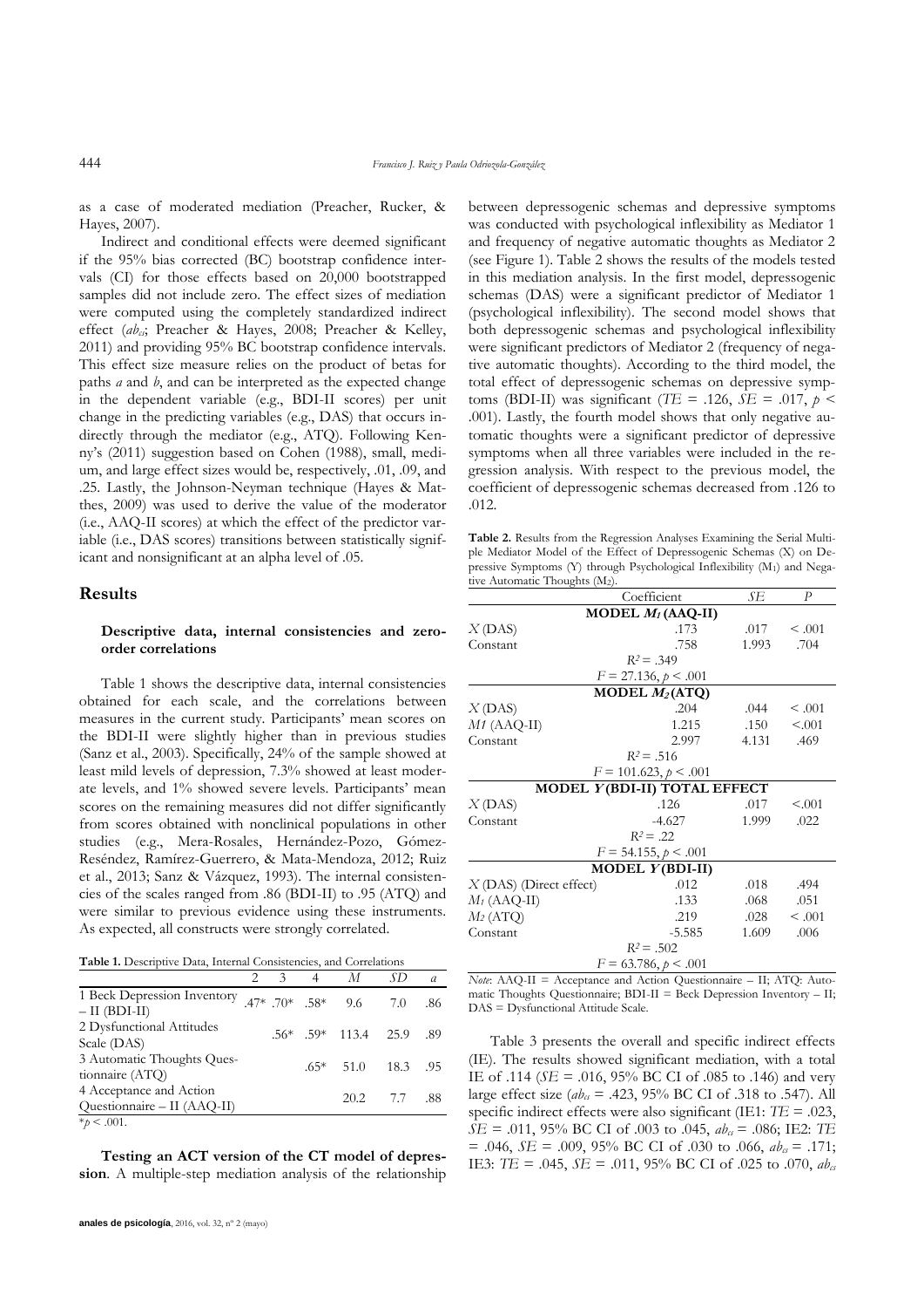as a case of moderated mediation (Preacher, Rucker, & Hayes, 2007).

Indirect and conditional effects were deemed significant if the 95% bias corrected (BC) bootstrap confidence intervals (CI) for those effects based on 20,000 bootstrapped samples did not include zero. The effect sizes of mediation were computed using the completely standardized indirect effect ($ab_{cs}$; Preacher & Hayes, 2008; Preacher & Kelley, 2011) and providing 95% BC bootstrap confidence intervals. This effect size measure relies on the product of betas for paths *a* and *b*, and can be interpreted as the expected change in the dependent variable (e.g., BDI-II scores) per unit change in the predicting variables (e.g., DAS) that occurs indirectly through the mediator (e.g., ATQ). Following Kenny's (2011) suggestion based on Cohen (1988), small, medium, and large effect sizes would be, respectively, .01, .09, and .25. Lastly, the Johnson-Neyman technique (Hayes & Matthes, 2009) was used to derive the value of the moderator (i.e., AAQ-II scores) at which the effect of the predictor variable (i.e., DAS scores) transitions between statistically significant and nonsignificant at an alpha level of .05.

## Results

### Descriptive data, internal consistencies and zero-order correlations

Table 1 shows the descriptive data, internal consistencies obtained for each scale, and the correlations between measures in the current study. Participants' mean scores on the BDI-II were slightly higher than in previous studies (Sanz et al., 2003). Specifically, 24% of the sample showed at least mild levels of depression, 7.3% showed at least moderate levels, and 1% showed severe levels. Participants' mean scores on the remaining measures did not differ significantly from scores obtained with nonclinical populations in other studies (e.g., Mera-Rosales, Hernández-Pozo, Gómez-Reséndez, Ramírez-Guerrero, & Mata-Mendoza, 2012; Ruiz et al., 2013; Sanz & Vázquez, 1993). The internal consistencies of the scales ranged from .86 (BDI-II) to .95 (ATQ) and were similar to previous evidence using these instruments. As expected, all constructs were strongly correlated.

**Table 1.** Descriptive Data, Internal Consistencies, and Correlations

| | 2 | 3 | 4 | *M* | *SD* | *α* |
|---|---|---|---|---|---|---|
| 1 Beck Depression Inventory – II (BDI-II) | .47* | .70* | .58* | 9.6 | 7.0 | .86 |
| 2 Dysfunctional Attitudes Scale (DAS) | | .56* | .59* | 113.4 | 25.9 | .89 |
| 3 Automatic Thoughts Questionnaire (ATQ) | | | .65* | 51.0 | 18.3 | .95 |
| 4 Acceptance and Action Questionnaire – II (AAQ-II) | | | | 20.2 | 7.7 | .88 |

*$p < .001$.

**Testing an ACT version of the CT model of depression**. A multiple-step mediation analysis of the relationship between depressogenic schemas and depressive symptoms was conducted with psychological inflexibility as Mediator 1 and frequency of negative automatic thoughts as Mediator 2 (see Figure 1). Table 2 shows the results of the models tested in this mediation analysis. In the first model, depressogenic schemas (DAS) were a significant predictor of Mediator 1 (psychological inflexibility). The second model shows that both depressogenic schemas and psychological inflexibility were significant predictors of Mediator 2 (frequency of negative automatic thoughts). According to the third model, the total effect of depressogenic schemas on depressive symptoms (BDI-II) was significant (*TE* = .126, *SE* = .017, $p < .001$). Lastly, the fourth model shows that only negative automatic thoughts were a significant predictor of depressive symptoms when all three variables were included in the regression analysis. With respect to the previous model, the coefficient of depressogenic schemas decreased from .126 to .012.

**Table 2.** Results from the Regression Analyses Examining the Serial Multiple Mediator Model of the Effect of Depressogenic Schemas (X) on Depressive Symptoms (Y) through Psychological Inflexibility ($M_1$) and Negative Automatic Thoughts ($M_2$).

| | Coefficient | *SE* | *P* |
|---|---|---|---|
| **MODEL $M_1$ (AAQ-II)** | | | |
| *X* (DAS) | .173 | .017 | < .001 |
| Constant | .758 | 1.993 | .704 |
| $R^2 = .349$ | | | |
| $F = 27.136, p < .001$ | | | |
| **MODEL $M_2$ (ATQ)** | | | |
| *X* (DAS) | .204 | .044 | < .001 |
| *M1* (AAQ-II) | 1.215 | .150 | <.001 |
| Constant | 2.997 | 4.131 | .469 |
| $R^2 = .516$ | | | |
| $F = 101.623, p < .001$ | | | |
| **MODEL *Y* (BDI-II) TOTAL EFFECT** | | | |
| *X* (DAS) | .126 | .017 | <.001 |
| Constant | -4.627 | 1.999 | .022 |
| $R^2 = .22$ | | | |
| $F = 54.155, p < .001$ | | | |
| **MODEL *Y* (BDI-II)** | | | |
| *X* (DAS) (Direct effect) | .012 | .018 | .494 |
| $M_1$ (AAQ-II) | .133 | .068 | .051 |
| $M_2$ (ATQ) | .219 | .028 | < .001 |
| Constant | -5.585 | 1.609 | .006 |
| $R^2 = .502$ | | | |
| $F = 63.786, p < .001$ | | | |

*Note*: AAQ-II = Acceptance and Action Questionnaire – II; ATQ: Automatic Thoughts Questionnaire; BDI-II = Beck Depression Inventory – II; DAS = Dysfunctional Attitude Scale.

Table 3 presents the overall and specific indirect effects (IE). The results showed significant mediation, with a total IE of .114 (*SE* = .016, 95% BC CI of .085 to .146) and very large effect size ($ab_{cs}$ = .423, 95% BC CI of .318 to .547). All specific indirect effects were also significant (IE1: *TE* = .023, *SE* = .011, 95% BC CI of .003 to .045, $ab_{cs}$ = .086; IE2: *TE* = .046, *SE* = .009, 95% BC CI of .030 to .066, $ab_{cs}$ = .171; IE3: *TE* = .045, *SE* = .011, 95% BC CI of .025 to .070, $ab_{cs}$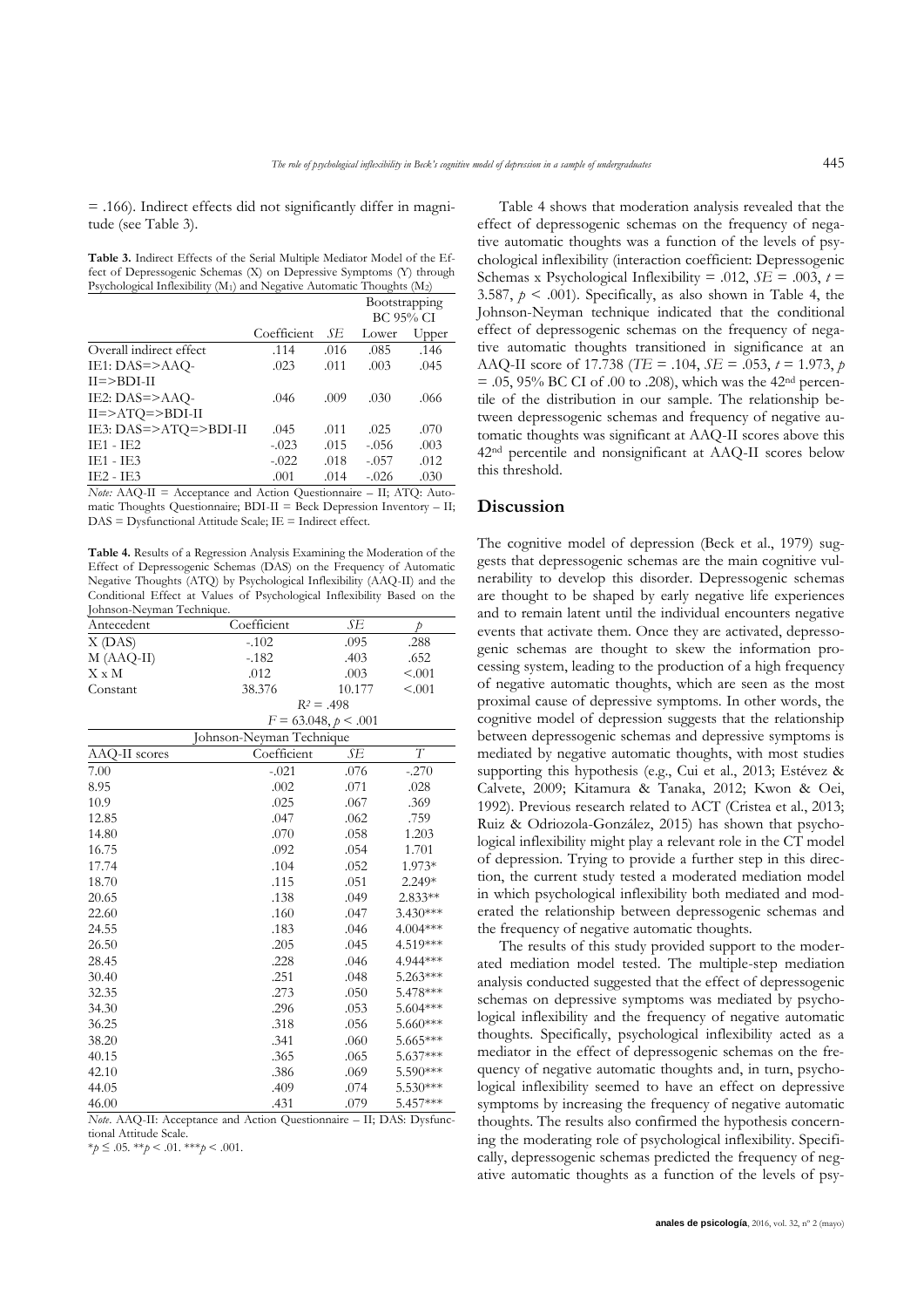= .166). Indirect effects did not significantly differ in magnitude (see Table 3).

**Table 3.** Indirect Effects of the Serial Multiple Mediator Model of the Effect of Depressogenic Schemas (X) on Depressive Symptoms (Y) through Psychological Inflexibility ($M_1$) and Negative Automatic Thoughts ($M_2$)

| | Coefficient | *SE* | Bootstrapping BC 95% CI Lower | Upper |
|---|---|---|---|---|
| Overall indirect effect | .114 | .016 | .085 | .146 |
| IE1: DAS=>AAQ-II=>BDI-II | .023 | .011 | .003 | .045 |
| IE2: DAS=>AAQ-II=>ATQ=>BDI-II | .046 | .009 | .030 | .066 |
| IE3: DAS=>ATQ=>BDI-II | .045 | .011 | .025 | .070 |
| IE1 - IE2 | -.023 | .015 | -.056 | .003 |
| IE1 - IE3 | -.022 | .018 | -.057 | .012 |
| IE2 - IE3 | .001 | .014 | -.026 | .030 |

*Note:* AAQ-II = Acceptance and Action Questionnaire – II; ATQ: Automatic Thoughts Questionnaire; BDI-II = Beck Depression Inventory – II; DAS = Dysfunctional Attitude Scale; IE = Indirect effect.

**Table 4.** Results of a Regression Analysis Examining the Moderation of the Effect of Depressogenic Schemas (DAS) on the Frequency of Automatic Negative Thoughts (ATQ) by Psychological Inflexibility (AAQ-II) and the Conditional Effect at Values of Psychological Inflexibility Based on the Johnson-Neyman Technique.

| Antecedent | Coefficient | *SE* | *p* |
|---|---|---|---|
| X (DAS) | -.102 | .095 | .288 |
| M (AAQ-II) | -.182 | .403 | .652 |
| X x M | .012 | .003 | <.001 |
| Constant | 38.376 | 10.177 | <.001 |
| | $R^2 = .498$ | | |
| | $F = 63.048$, $p < .001$ | | |
| | Johnson-Neyman Technique | | |
| AAQ-II scores | Coefficient | *SE* | *T* |
| 7.00 | -.021 | .076 | -.270 |
| 8.95 | .002 | .071 | .028 |
| 10.9 | .025 | .067 | .369 |
| 12.85 | .047 | .062 | .759 |
| 14.80 | .070 | .058 | 1.203 |
| 16.75 | .092 | .054 | 1.701 |
| 17.74 | .104 | .052 | 1.973* |
| 18.70 | .115 | .051 | 2.249* |
| 20.65 | .138 | .049 | 2.833** |
| 22.60 | .160 | .047 | 3.430*** |
| 24.55 | .183 | .046 | 4.004*** |
| 26.50 | .205 | .045 | 4.519*** |
| 28.45 | .228 | .046 | 4.944*** |
| 30.40 | .251 | .048 | 5.263*** |
| 32.35 | .273 | .050 | 5.478*** |
| 34.30 | .296 | .053 | 5.604*** |
| 36.25 | .318 | .056 | 5.660*** |
| 38.20 | .341 | .060 | 5.665*** |
| 40.15 | .365 | .065 | 5.637*** |
| 42.10 | .386 | .069 | 5.590*** |
| 44.05 | .409 | .074 | 5.530*** |
| 46.00 | .431 | .079 | 5.457*** |

*Note*. AAQ-II: Acceptance and Action Questionnaire – II; DAS: Dysfunctional Attitude Scale.
$^*p \leq .05$. $^{**}p < .01$. $^{***}p < .001$.

Table 4 shows that moderation analysis revealed that the effect of depressogenic schemas on the frequency of negative automatic thoughts was a function of the levels of psychological inflexibility (interaction coefficient: Depressogenic Schemas x Psychological Inflexibility = .012, $SE = .003$, $t = 3.587$, $p < .001$). Specifically, as also shown in Table 4, the Johnson-Neyman technique indicated that the conditional effect of depressogenic schemas on the frequency of negative automatic thoughts transitioned in significance at an AAQ-II score of 17.738 ($TE = .104$, $SE = .053$, $t = 1.973$, $p = .05$, 95% BC CI of .00 to .208), which was the 42nd percentile of the distribution in our sample. The relationship between depressogenic schemas and frequency of negative automatic thoughts was significant at AAQ-II scores above this 42nd percentile and nonsignificant at AAQ-II scores below this threshold.

## Discussion

The cognitive model of depression (Beck et al., 1979) suggests that depressogenic schemas are the main cognitive vulnerability to develop this disorder. Depressogenic schemas are thought to be shaped by early negative life experiences and to remain latent until the individual encounters negative events that activate them. Once they are activated, depressogenic schemas are thought to skew the information processing system, leading to the production of a high frequency of negative automatic thoughts, which are seen as the most proximal cause of depressive symptoms. In other words, the cognitive model of depression suggests that the relationship between depressogenic schemas and depressive symptoms is mediated by negative automatic thoughts, with most studies supporting this hypothesis (e.g., Cui et al., 2013; Estévez & Calvete, 2009; Kitamura & Tanaka, 2012; Kwon & Oei, 1992). Previous research related to ACT (Cristea et al., 2013; Ruiz & Odriozola-González, 2015) has shown that psychological inflexibility might play a relevant role in the CT model of depression. Trying to provide a further step in this direction, the current study tested a moderated mediation model in which psychological inflexibility both mediated and moderated the relationship between depressogenic schemas and the frequency of negative automatic thoughts.

The results of this study provided support to the moderated mediation model tested. The multiple-step mediation analysis conducted suggested that the effect of depressogenic schemas on depressive symptoms was mediated by psychological inflexibility and the frequency of negative automatic thoughts. Specifically, psychological inflexibility acted as a mediator in the effect of depressogenic schemas on the frequency of negative automatic thoughts and, in turn, psychological inflexibility seemed to have an effect on depressive symptoms by increasing the frequency of negative automatic thoughts. The results also confirmed the hypothesis concerning the moderating role of psychological inflexibility. Specifically, depressogenic schemas predicted the frequency of negative automatic thoughts as a function of the levels of psy-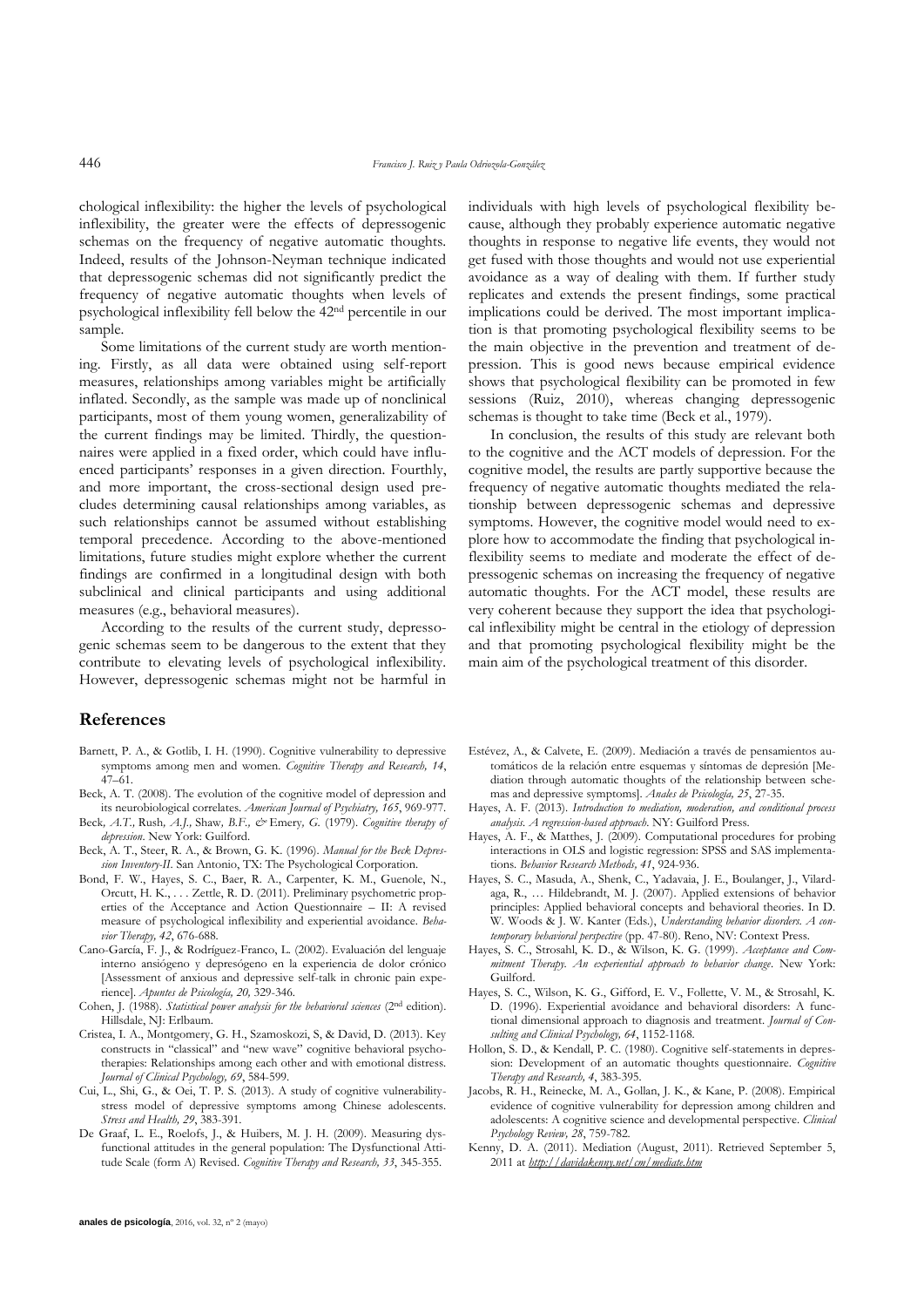chological inflexibility: the higher the levels of psychological inflexibility, the greater were the effects of depressogenic schemas on the frequency of negative automatic thoughts. Indeed, results of the Johnson-Neyman technique indicated that depressogenic schemas did not significantly predict the frequency of negative automatic thoughts when levels of psychological inflexibility fell below the 42nd percentile in our sample.

Some limitations of the current study are worth mentioning. Firstly, as all data were obtained using self-report measures, relationships among variables might be artificially inflated. Secondly, as the sample was made up of nonclinical participants, most of them young women, generalizability of the current findings may be limited. Thirdly, the questionnaires were applied in a fixed order, which could have influenced participants' responses in a given direction. Fourthly, and more important, the cross-sectional design used precludes determining causal relationships among variables, as such relationships cannot be assumed without establishing temporal precedence. According to the above-mentioned limitations, future studies might explore whether the current findings are confirmed in a longitudinal design with both subclinical and clinical participants and using additional measures (e.g., behavioral measures).

According to the results of the current study, depressogenic schemas seem to be dangerous to the extent that they contribute to elevating levels of psychological inflexibility. However, depressogenic schemas might not be harmful in individuals with high levels of psychological flexibility because, although they probably experience automatic negative thoughts in response to negative life events, they would not get fused with those thoughts and would not use experiential avoidance as a way of dealing with them. If further study replicates and extends the present findings, some practical implications could be derived. The most important implication is that promoting psychological flexibility seems to be the main objective in the prevention and treatment of depression. This is good news because empirical evidence shows that psychological flexibility can be promoted in few sessions (Ruiz, 2010), whereas changing depressogenic schemas is thought to take time (Beck et al., 1979).

In conclusion, the results of this study are relevant both to the cognitive and the ACT models of depression. For the cognitive model, the results are partly supportive because the frequency of negative automatic thoughts mediated the relationship between depressogenic schemas and depressive symptoms. However, the cognitive model would need to explore how to accommodate the finding that psychological inflexibility seems to mediate and moderate the effect of depressogenic schemas on increasing the frequency of negative automatic thoughts. For the ACT model, these results are very coherent because they support the idea that psychological inflexibility might be central in the etiology of depression and that promoting psychological flexibility might be the main aim of the psychological treatment of this disorder.

## References

Barnett, P. A., & Gotlib, I. H. (1990). Cognitive vulnerability to depressive symptoms among men and women. *Cognitive Therapy and Research, 14*, 47–61.

Beck, A. T. (2008). The evolution of the cognitive model of depression and its neurobiological correlates. *American Journal of Psychiatry, 165*, 969-977.

Beck, A.T., Rush, A.J., Shaw, B.F., & Emery, G. (1979). *Cognitive therapy of depression*. New York: Guilford.

Beck, A. T., Steer, R. A., & Brown, G. K. (1996). *Manual for the Beck Depression Inventory-II*. San Antonio, TX: The Psychological Corporation.

Bond, F. W., Hayes, S. C., Baer, R. A., Carpenter, K. M., Guenole, N., Orcutt, H. K., . . . Zettle, R. D. (2011). Preliminary psychometric properties of the Acceptance and Action Questionnaire – II: A revised measure of psychological inflexibility and experiential avoidance. *Behavior Therapy, 42*, 676-688.

Cano-García, F. J., & Rodríguez-Franco, L. (2002). Evaluación del lenguaje interno ansiógeno y depresógeno en la experiencia de dolor crónico [Assessment of anxious and depressive self-talk in chronic pain experience]. *Apuntes de Psicología, 20*, 329-346.

Cohen, J. (1988). *Statistical power analysis for the behavioral sciences* (2nd edition). Hillsdale, NJ: Erlbaum.

Cristea, I. A., Montgomery, G. H., Szamoskozi, S, & David, D. (2013). Key constructs in "classical" and "new wave" cognitive behavioral psychotherapies: Relationships among each other and with emotional distress. *Journal of Clinical Psychology, 69*, 584-599.

Cui, L., Shi, G., & Oei, T. P. S. (2013). A study of cognitive vulnerability-stress model of depressive symptoms among Chinese adolescents. *Stress and Health, 29*, 383-391.

De Graaf, L. E., Roelofs, J., & Huibers, M. J. H. (2009). Measuring dysfunctional attitudes in the general population: The Dysfunctional Attitude Scale (form A) Revised. *Cognitive Therapy and Research, 33*, 345-355.

Estévez, A., & Calvete, E. (2009). Mediación a través de pensamientos automáticos de la relación entre esquemas y síntomas de depresión [Mediation through automatic thoughts of the relationship between schemas and depressive symptoms]. *Anales de Psicología, 25*, 27-35.

Hayes, A. F. (2013). *Introduction to mediation, moderation, and conditional process analysis. A regression-based approach*. NY: Guilford Press.

Hayes, A. F., & Matthes, J. (2009). Computational procedures for probing interactions in OLS and logistic regression: SPSS and SAS implementations. *Behavior Research Methods, 41*, 924-936.

Hayes, S. C., Masuda, A., Shenk, C., Yadavaia, J. E., Boulanger, J., Vilardaga, R., … Hildebrandt, M. J. (2007). Applied extensions of behavior principles: Applied behavioral concepts and behavioral theories. In D. W. Woods & J. W. Kanter (Eds.), *Understanding behavior disorders. A contemporary behavioral perspective* (pp. 47-80). Reno, NV: Context Press.

Hayes, S. C., Strosahl, K. D., & Wilson, K. G. (1999). *Acceptance and Commitment Therapy. An experiential approach to behavior change*. New York: Guilford.

Hayes, S. C., Wilson, K. G., Gifford, E. V., Follette, V. M., & Strosahl, K. D. (1996). Experiential avoidance and behavioral disorders: A functional dimensional approach to diagnosis and treatment. *Journal of Consulting and Clinical Psychology, 64*, 1152-1168.

Hollon, S. D., & Kendall, P. C. (1980). Cognitive self-statements in depression: Development of an automatic thoughts questionnaire. *Cognitive Therapy and Research, 4*, 383-395.

Jacobs, R. H., Reinecke, M. A., Gollan, J. K., & Kane, P. (2008). Empirical evidence of cognitive vulnerability for depression among children and adolescents: A cognitive science and developmental perspective. *Clinical Psychology Review, 28*, 759-782.

Kenny, D. A. (2011). Mediation (August, 2011). Retrieved September 5, 2011 at *http://davidakenny.net/cm/mediate.htm*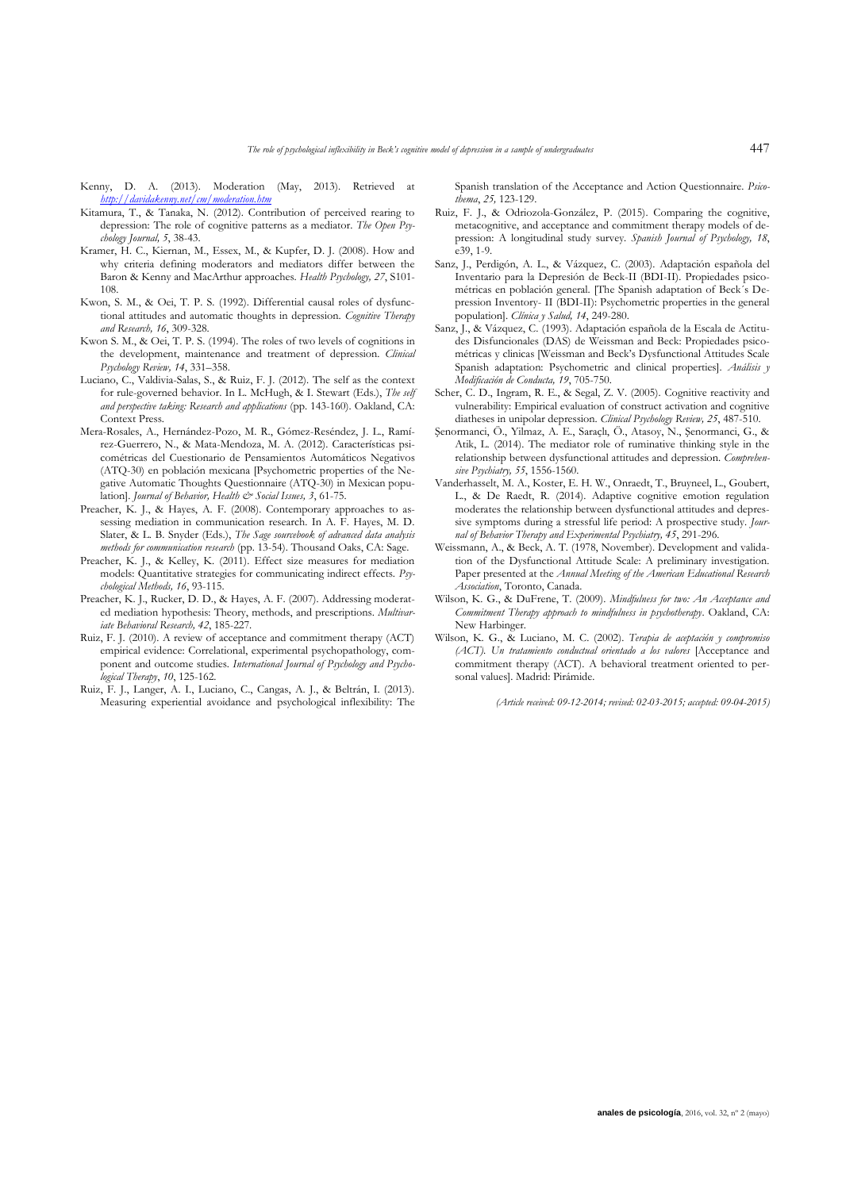Kenny, D. A. (2013). Moderation (May, 2013). Retrieved at *http://davidakenny.net/cm/moderation.htm*

Kitamura, T., & Tanaka, N. (2012). Contribution of perceived rearing to depression: The role of cognitive patterns as a mediator. *The Open Psychology Journal, 5*, 38-43.

Kramer, H. C., Kiernan, M., Essex, M., & Kupfer, D. J. (2008). How and why criteria defining moderators and mediators differ between the Baron & Kenny and MacArthur approaches. *Health Psychology, 27*, S101-108.

Kwon, S. M., & Oei, T. P. S. (1992). Differential causal roles of dysfunctional attitudes and automatic thoughts in depression. *Cognitive Therapy and Research, 16*, 309-328.

Kwon S. M., & Oei, T. P. S. (1994). The roles of two levels of cognitions in the development, maintenance and treatment of depression. *Clinical Psychology Review, 14*, 331–358.

Luciano, C., Valdivia-Salas, S., & Ruiz, F. J. (2012). The self as the context for rule-governed behavior. In L. McHugh, & I. Stewart (Eds.), *The self and perspective taking: Research and applications* (pp. 143-160). Oakland, CA: Context Press.

Mera-Rosales, A., Hernández-Pozo, M. R., Gómez-Reséndez, J. L., Ramírez-Guerrero, N., & Mata-Mendoza, M. A. (2012). Características psicométricas del Cuestionario de Pensamientos Automáticos Negativos (ATQ-30) en población mexicana [Psychometric properties of the Negative Automatic Thoughts Questionnaire (ATQ-30) in Mexican population]. *Journal of Behavior, Health & Social Issues, 3*, 61-75.

Preacher, K. J., & Hayes, A. F. (2008). Contemporary approaches to assessing mediation in communication research. In A. F. Hayes, M. D. Slater, & L. B. Snyder (Eds.), *The Sage sourcebook of advanced data analysis methods for communication research* (pp. 13-54). Thousand Oaks, CA: Sage.

Preacher, K. J., & Kelley, K. (2011). Effect size measures for mediation models: Quantitative strategies for communicating indirect effects. *Psychological Methods, 16*, 93-115.

Preacher, K. J., Rucker, D. D., & Hayes, A. F. (2007). Addressing moderated mediation hypothesis: Theory, methods, and prescriptions. *Multivariate Behavioral Research, 42*, 185-227.

Ruiz, F. J. (2010). A review of acceptance and commitment therapy (ACT) empirical evidence: Correlational, experimental psychopathology, component and outcome studies. *International Journal of Psychology and Psychological Therapy*, *10*, 125-162.

Ruiz, F. J., Langer, A. I., Luciano, C., Cangas, A. J., & Beltrán, I. (2013). Measuring experiential avoidance and psychological inflexibility: The Spanish translation of the Acceptance and Action Questionnaire. *Psicothema*, *25,* 123-129.

Ruiz, F. J., & Odriozola-González, P. (2015). Comparing the cognitive, metacognitive, and acceptance and commitment therapy models of depression: A longitudinal study survey. *Spanish Journal of Psychology, 18*, e39, 1-9.

Sanz, J., Perdigón, A. L., & Vázquez, C. (2003). Adaptación española del Inventario para la Depresión de Beck-II (BDI-II). Propiedades psicométricas en población general. [The Spanish adaptation of Beck´s Depression Inventory- II (BDI-II): Psychometric properties in the general population]. *Clínica y Salud, 14*, 249-280.

Sanz, J., & Vázquez, C. (1993). Adaptación española de la Escala de Actitudes Disfuncionales (DAS) de Weissman and Beck: Propiedades psicométricas y clínicas [Weissman and Beck's Dysfunctional Attitudes Scale Spanish adaptation: Psychometric and clinical properties]. *Análisis y Modificación de Conducta, 19*, 705-750.

Scher, C. D., Ingram, R. E., & Segal, Z. V. (2005). Cognitive reactivity and vulnerability: Empirical evaluation of construct activation and cognitive diatheses in unipolar depression. *Clinical Psychology Review, 25*, 487-510.

Şenormanci, Ö., Yilmaz, A. E., Saraçlı, Ö., Atasoy, N., Şenormanci, G., & Atik, L. (2014). The mediator role of ruminative thinking style in the relationship between dysfunctional attitudes and depression. *Comprehensive Psychiatry, 55*, 1556-1560.

Vanderhasselt, M. A., Koster, E. H. W., Onraedt, T., Bruyneel, L., Goubert, L., & De Raedt, R. (2014). Adaptive cognitive emotion regulation moderates the relationship between dysfunctional attitudes and depressive symptoms during a stressful life period: A prospective study. *Journal of Behavior Therapy and Experimental Psychiatry, 45*, 291-296.

Weissmann, A., & Beck, A. T. (1978, November). Development and validation of the Dysfunctional Attitude Scale: A preliminary investigation. Paper presented at the *Annual Meeting of the American Educational Research Association*, Toronto, Canada.

Wilson, K. G., & DuFrene, T. (2009). *Mindfulness for two: An Acceptance and Commitment Therapy approach to mindfulness in psychotherapy*. Oakland, CA: New Harbinger.

Wilson, K. G., & Luciano, M. C. (2002). *Terapia de aceptación y compromiso (ACT). Un tratamiento conductual orientado a los valores* [Acceptance and commitment therapy (ACT). A behavioral treatment oriented to personal values]. Madrid: Pirámide.

*(Article received: 09-12-2014; revised: 02-03-2015; accepted: 09-04-2015)*